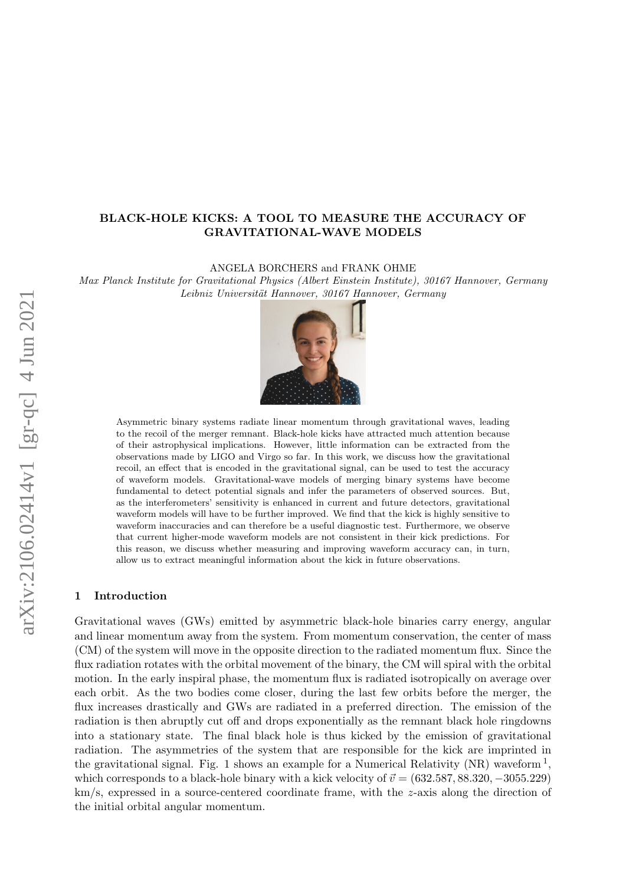# BLACK-HOLE KICKS: A TOOL TO MEASURE THE ACCURACY OF GRAVITATIONAL-WAVE MODELS

ANGELA BORCHERS and FRANK OHME

*Max Planck Institute for Gravitational Physics (Albert Einstein Institute), 30167 Hannover, Germany*
*Leibniz Universität Hannover, 30167 Hannover, Germany*

Asymmetric binary systems radiate linear momentum through gravitational waves, leading to the recoil of the merger remnant. Black-hole kicks have attracted much attention because of their astrophysical implications. However, little information can be extracted from the observations made by LIGO and Virgo so far. In this work, we discuss how the gravitational recoil, an effect that is encoded in the gravitational signal, can be used to test the accuracy of waveform models. Gravitational-wave models of merging binary systems have become fundamental to detect potential signals and infer the parameters of observed sources. But, as the interferometers' sensitivity is enhanced in current and future detectors, gravitational waveform models will have to be further improved. We find that the kick is highly sensitive to waveform inaccuracies and can therefore be a useful diagnostic test. Furthermore, we observe that current higher-mode waveform models are not consistent in their kick predictions. For this reason, we discuss whether measuring and improving waveform accuracy can, in turn, allow us to extract meaningful information about the kick in future observations.

## 1 Introduction

Gravitational waves (GWs) emitted by asymmetric black-hole binaries carry energy, angular and linear momentum away from the system. From momentum conservation, the center of mass (CM) of the system will move in the opposite direction to the radiated momentum flux. Since the flux radiation rotates with the orbital movement of the binary, the CM will spiral with the orbital motion. In the early inspiral phase, the momentum flux is radiated isotropically on average over each orbit. As the two bodies come closer, during the last few orbits before the merger, the flux increases drastically and GWs are radiated in a preferred direction. The emission of the radiation is then abruptly cut off and drops exponentially as the remnant black hole ringdowns into a stationary state. The final black hole is thus kicked by the emission of gravitational radiation. The asymmetries of the system that are responsible for the kick are imprinted in the gravitational signal. Fig. 1 shows an example for a Numerical Relativity (NR) waveform [1], which corresponds to a black-hole binary with a kick velocity of $\vec{v} = (632.587, 88.320, -3055.229)$ km/s, expressed in a source-centered coordinate frame, with the $z$-axis along the direction of the initial orbital angular momentum.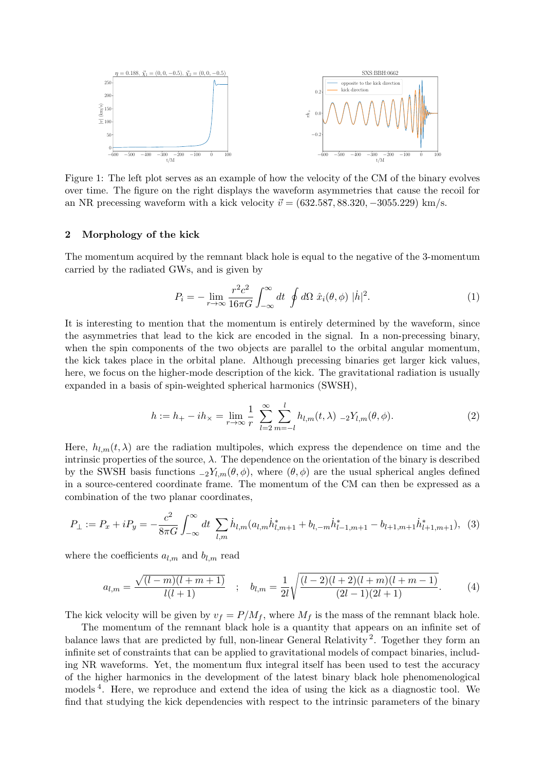Figure 1: The left plot serves as an example of how the velocity of the CM of the binary evolves over time. The figure on the right displays the waveform asymmetries that cause the recoil for an NR precessing waveform with a kick velocity $\vec{v} = (632.587, 88.320, -3055.229)$ km/s.

## 2 Morphology of the kick

The momentum acquired by the remnant black hole is equal to the negative of the 3-momentum carried by the radiated GWs, and is given by

$$P_i = -\lim_{r\to\infty} \frac{r^2 c^2}{16\pi G} \int_{-\infty}^{\infty} dt \oint d\Omega \; \hat{x}_i(\theta,\phi) \; |\dot{h}|^2. \tag{1}$$

It is interesting to mention that the momentum is entirely determined by the waveform, since the asymmetries that lead to the kick are encoded in the signal. In a non-precessing binary, when the spin components of the two objects are parallel to the orbital angular momentum, the kick takes place in the orbital plane. Although precessing binaries get larger kick values, here, we focus on the higher-mode description of the kick. The gravitational radiation is usually expanded in a basis of spin-weighted spherical harmonics (SWSH),

$$h := h_+ - i h_\times = \lim_{r\to\infty} \frac{1}{r} \sum_{l=2}^{\infty} \sum_{m=-l}^{l} h_{l,m}(t,\lambda) \; {}_{-2}Y_{l,m}(\theta,\phi). \tag{2}$$

Here, $h_{l,m}(t,\lambda)$ are the radiation multipoles, which express the dependence on time and the intrinsic properties of the source, $\lambda$. The dependence on the orientation of the binary is described by the SWSH basis functions ${}_{-2}Y_{l,m}(\theta,\phi)$, where $(\theta,\phi)$ are the usual spherical angles defined in a source-centered coordinate frame. The momentum of the CM can then be expressed as a combination of the two planar coordinates,

$$P_\perp := P_x + iP_y = -\frac{c^2}{8\pi G} \int_{-\infty}^{\infty} dt \sum_{l,m} \dot{h}_{l,m} (a_{l,m} \dot{h}^*_{l,m+1} + b_{l,-m} \dot{h}^*_{l-1,m+1} - b_{l+1,m+1} \dot{h}^*_{l+1,m+1}), \tag{3}$$

where the coefficients $a_{l,m}$ and $b_{l,m}$ read

$$a_{l,m} = \frac{\sqrt{(l-m)(l+m+1)}}{l(l+1)} \quad ; \quad b_{l,m} = \frac{1}{2l} \sqrt{\frac{(l-2)(l+2)(l+m)(l+m-1)}{(2l-1)(2l+1)}}. \tag{4}$$

The kick velocity will be given by $v_f = P/M_f$, where $M_f$ is the mass of the remnant black hole.

The momentum of the remnant black hole is a quantity that appears on an infinite set of balance laws that are predicted by full, non-linear General Relativity [2]. Together they form an infinite set of constraints that can be applied to gravitational models of compact binaries, including NR waveforms. Yet, the momentum flux integral itself has been used to test the accuracy of the higher harmonics in the development of the latest binary black hole phenomenological models [4]. Here, we reproduce and extend the idea of using the kick as a diagnostic tool. We find that studying the kick dependencies with respect to the intrinsic parameters of the binary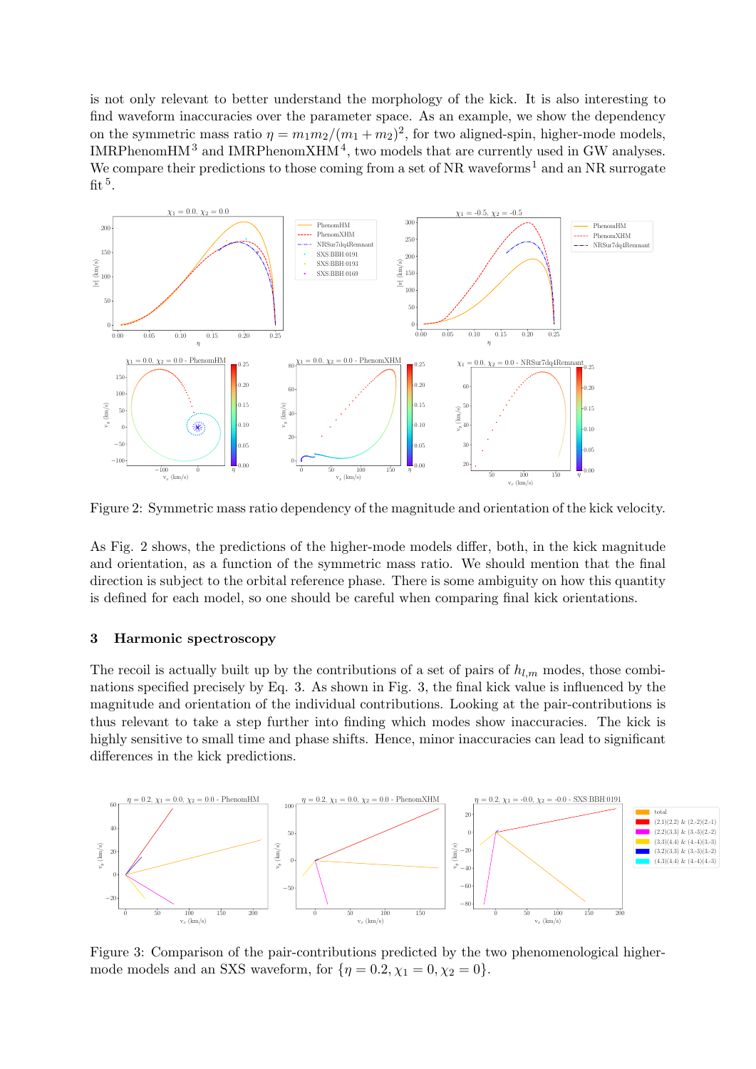is not only relevant to better understand the morphology of the kick. It is also interesting to find waveform inaccuracies over the parameter space. As an example, we show the dependency on the symmetric mass ratio $\eta = m_1 m_2/(m_1+m_2)^2$, for two aligned-spin, higher-mode models, IMRPhenomHM[3] and IMRPhenomXHM[4], two models that are currently used in GW analyses. We compare their predictions to those coming from a set of NR waveforms[1] and an NR surrogate fit[5].

Figure 2: Symmetric mass ratio dependency of the magnitude and orientation of the kick velocity.

As Fig. 2 shows, the predictions of the higher-mode models differ, both, in the kick magnitude and orientation, as a function of the symmetric mass ratio. We should mention that the final direction is subject to the orbital reference phase. There is some ambiguity on how this quantity is defined for each model, so one should be careful when comparing final kick orientations.

## 3 Harmonic spectroscopy

The recoil is actually built up by the contributions of a set of pairs of $h_{l,m}$ modes, those combinations specified precisely by Eq. 3. As shown in Fig. 3, the final kick value is influenced by the magnitude and orientation of the individual contributions. Looking at the pair-contributions is thus relevant to take a step further into finding which modes show inaccuracies. The kick is highly sensitive to small time and phase shifts. Hence, minor inaccuracies can lead to significant differences in the kick predictions.

Figure 3: Comparison of the pair-contributions predicted by the two phenomenological higher-mode models and an SXS waveform, for $\{\eta = 0.2, \chi_1 = 0, \chi_2 = 0\}$.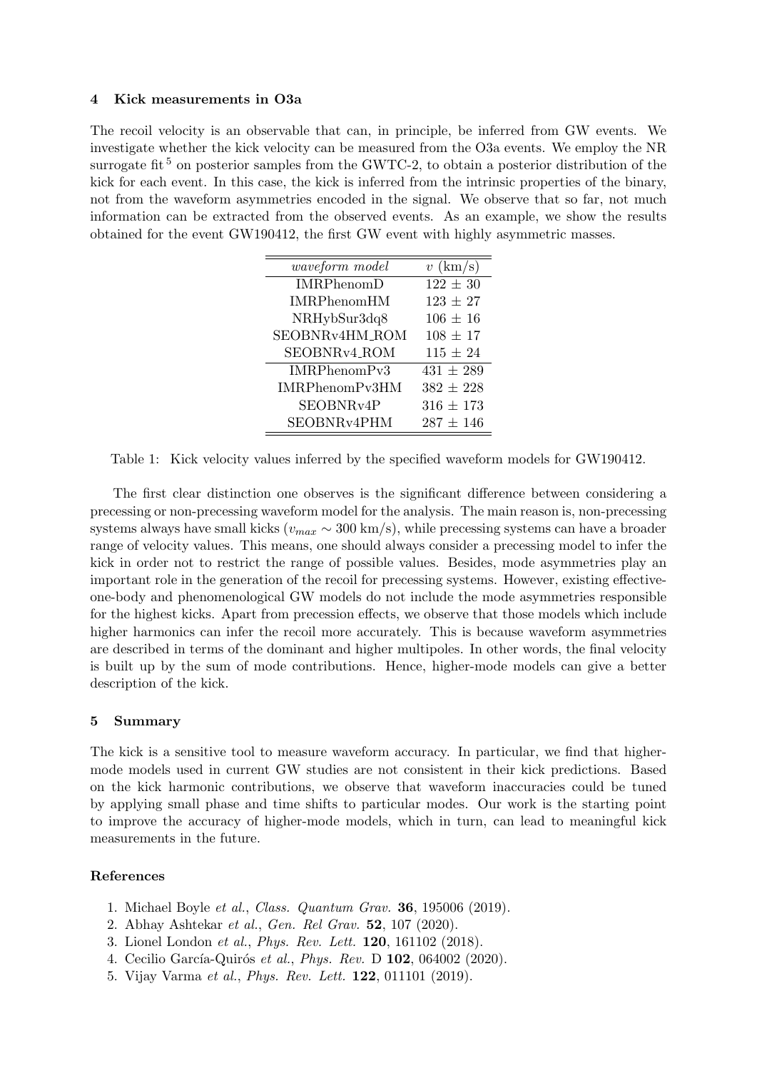## 4 Kick measurements in O3a

The recoil velocity is an observable that can, in principle, be inferred from GW events. We investigate whether the kick velocity can be measured from the O3a events. We employ the NR surrogate fit[5] on posterior samples from the GWTC-2, to obtain a posterior distribution of the kick for each event. In this case, the kick is inferred from the intrinsic properties of the binary, not from the waveform asymmetries encoded in the signal. We observe that so far, not much information can be extracted from the observed events. As an example, we show the results obtained for the event GW190412, the first GW event with highly asymmetric masses.

| *waveform model* | $v$ (km/s) |
|---|---|
| IMRPhenomD | $122 \pm 30$ |
| IMRPhenomHM | $123 \pm 27$ |
| NRHybSur3dq8 | $106 \pm 16$ |
| SEOBNRv4HM_ROM | $108 \pm 17$ |
| SEOBNRv4_ROM | $115 \pm 24$ |
| IMRPhenomPv3 | $431 \pm 289$ |
| IMRPhenomPv3HM | $382 \pm 228$ |
| SEOBNRv4P | $316 \pm 173$ |
| SEOBNRv4PHM | $287 \pm 146$ |

Table 1: Kick velocity values inferred by the specified waveform models for GW190412.

The first clear distinction one observes is the significant difference between considering a precessing or non-precessing waveform model for the analysis. The main reason is, non-precessing systems always have small kicks ($v_{max} \sim 300$ km/s), while precessing systems can have a broader range of velocity values. This means, one should always consider a precessing model to infer the kick in order not to restrict the range of possible values. Besides, mode asymmetries play an important role in the generation of the recoil for precessing systems. However, existing effective-one-body and phenomenological GW models do not include the mode asymmetries responsible for the highest kicks. Apart from precession effects, we observe that those models which include higher harmonics can infer the recoil more accurately. This is because waveform asymmetries are described in terms of the dominant and higher multipoles. In other words, the final velocity is built up by the sum of mode contributions. Hence, higher-mode models can give a better description of the kick.

## 5 Summary

The kick is a sensitive tool to measure waveform accuracy. In particular, we find that higher-mode models used in current GW studies are not consistent in their kick predictions. Based on the kick harmonic contributions, we observe that waveform inaccuracies could be tuned by applying small phase and time shifts to particular modes. Our work is the starting point to improve the accuracy of higher-mode models, which in turn, can lead to meaningful kick measurements in the future.

## References

1. Michael Boyle *et al.*, *Class. Quantum Grav.* **36**, 195006 (2019).
2. Abhay Ashtekar *et al.*, *Gen. Rel Grav.* **52**, 107 (2020).
3. Lionel London *et al.*, *Phys. Rev. Lett.* **120**, 161102 (2018).
4. Cecilio García-Quirós *et al.*, *Phys. Rev.* D **102**, 064002 (2020).
5. Vijay Varma *et al.*, *Phys. Rev. Lett.* **122**, 011101 (2019).